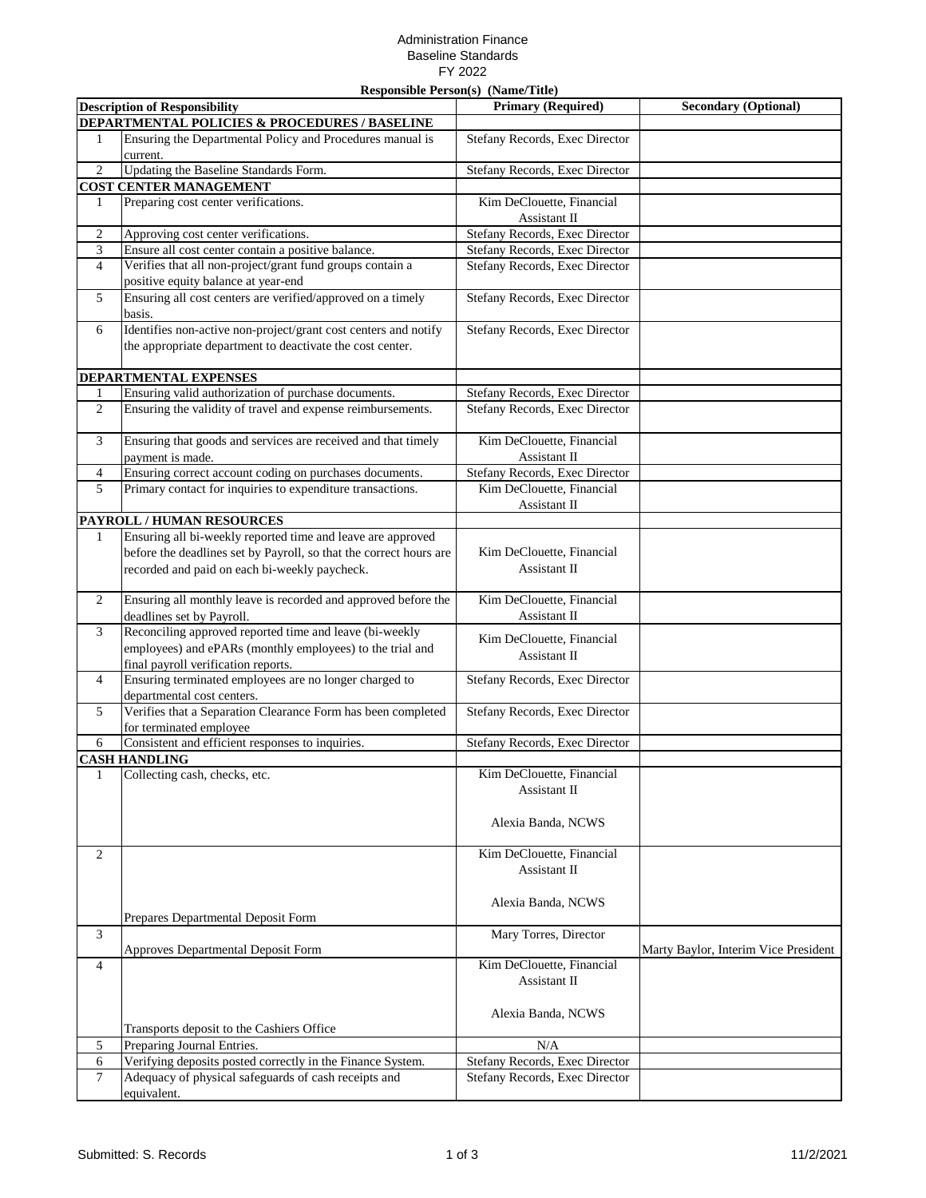Administration Finance
Baseline Standards
FY 2022

| Description of Responsibility | | Responsible Person(s) (Name/Title) Primary (Required) | Secondary (Optional) |
|---|---|---|---|
| **DEPARTMENTAL POLICIES & PROCEDURES / BASELINE** | | | |
| 1 | Ensuring the Departmental Policy and Procedures manual is current. | Stefany Records, Exec Director | |
| 2 | Updating the Baseline Standards Form. | Stefany Records, Exec Director | |
| **COST CENTER MANAGEMENT** | | | |
| 1 | Preparing cost center verifications. | Kim DeClouette, Financial Assistant II | |
| 2 | Approving cost center verifications. | Stefany Records, Exec Director | |
| 3 | Ensure all cost center contain a positive balance. | Stefany Records, Exec Director | |
| 4 | Verifies that all non-project/grant fund groups contain a positive equity balance at year-end | Stefany Records, Exec Director | |
| 5 | Ensuring all cost centers are verified/approved on a timely basis. | Stefany Records, Exec Director | |
| 6 | Identifies non-active non-project/grant cost centers and notify the appropriate department to deactivate the cost center. | Stefany Records, Exec Director | |
| **DEPARTMENTAL EXPENSES** | | | |
| 1 | Ensuring valid authorization of purchase documents. | Stefany Records, Exec Director | |
| 2 | Ensuring the validity of travel and expense reimbursements. | Stefany Records, Exec Director | |
| 3 | Ensuring that goods and services are received and that timely payment is made. | Kim DeClouette, Financial Assistant II | |
| 4 | Ensuring correct account coding on purchases documents. | Stefany Records, Exec Director | |
| 5 | Primary contact for inquiries to expenditure transactions. | Kim DeClouette, Financial Assistant II | |
| **PAYROLL / HUMAN RESOURCES** | | | |
| 1 | Ensuring all bi-weekly reported time and leave are approved before the deadlines set by Payroll, so that the correct hours are recorded and paid on each bi-weekly paycheck. | Kim DeClouette, Financial Assistant II | |
| 2 | Ensuring all monthly leave is recorded and approved before the deadlines set by Payroll. | Kim DeClouette, Financial Assistant II | |
| 3 | Reconciling approved reported time and leave (bi-weekly employees) and ePARs (monthly employees) to the trial and final payroll verification reports. | Kim DeClouette, Financial Assistant II | |
| 4 | Ensuring terminated employees are no longer charged to departmental cost centers. | Stefany Records, Exec Director | |
| 5 | Verifies that a Separation Clearance Form has been completed for terminated employee | Stefany Records, Exec Director | |
| 6 | Consistent and efficient responses to inquiries. | Stefany Records, Exec Director | |
| **CASH HANDLING** | | | |
| 1 | Collecting cash, checks, etc. | Kim DeClouette, Financial Assistant II<br><br>Alexia Banda, NCWS | |
| 2 | Prepares Departmental Deposit Form | Kim DeClouette, Financial Assistant II<br><br>Alexia Banda, NCWS | |
| 3 | Approves Departmental Deposit Form | Mary Torres, Director | Marty Baylor, Interim Vice President |
| 4 | Transports deposit to the Cashiers Office | Kim DeClouette, Financial Assistant II<br><br>Alexia Banda, NCWS | |
| 5 | Preparing Journal Entries. | N/A | |
| 6 | Verifying deposits posted correctly in the Finance System. | Stefany Records, Exec Director | |
| 7 | Adequacy of physical safeguards of cash receipts and equivalent. | Stefany Records, Exec Director | |

Submitted: S. Records — 11/2/2021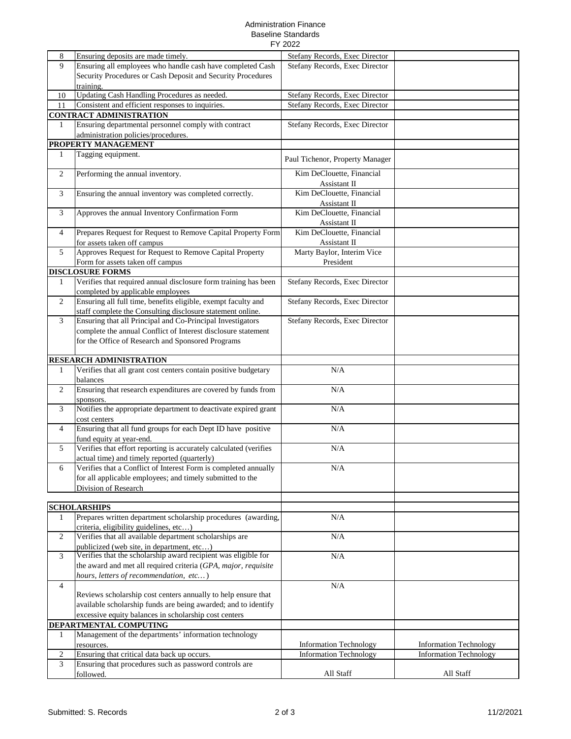Administration Finance
Baseline Standards
FY 2022

| | | | |
|---|---|---|---|
| 8 | Ensuring deposits are made timely. | Stefany Records, Exec Director | |
| 9 | Ensuring all employees who handle cash have completed Cash Security Procedures or Cash Deposit and Security Procedures training. | Stefany Records, Exec Director | |
| 10 | Updating Cash Handling Procedures as needed. | Stefany Records, Exec Director | |
| 11 | Consistent and efficient responses to inquiries. | Stefany Records, Exec Director | |
| **CONTRACT ADMINISTRATION** | | | |
| 1 | Ensuring departmental personnel comply with contract administration policies/procedures. | Stefany Records, Exec Director | |
| **PROPERTY MANAGEMENT** | | | |
| 1 | Tagging equipment. | Paul Tichenor, Property Manager | |
| 2 | Performing the annual inventory. | Kim DeClouette, Financial Assistant II | |
| 3 | Ensuring the annual inventory was completed correctly. | Kim DeClouette, Financial Assistant II | |
| 3 | Approves the annual Inventory Confirmation Form | Kim DeClouette, Financial Assistant II | |
| 4 | Prepares Request for Request to Remove Capital Property Form for assets taken off campus | Kim DeClouette, Financial Assistant II | |
| 5 | Approves Request for Request to Remove Capital Property Form for assets taken off campus | Marty Baylor, Interim Vice President | |
| **DISCLOSURE FORMS** | | | |
| 1 | Verifies that required annual disclosure form training has been completed by applicable employees | Stefany Records, Exec Director | |
| 2 | Ensuring all full time, benefits eligible, exempt faculty and staff complete the Consulting disclosure statement online. | Stefany Records, Exec Director | |
| 3 | Ensuring that all Principal and Co-Principal Investigators complete the annual Conflict of Interest disclosure statement for the Office of Research and Sponsored Programs | Stefany Records, Exec Director | |
| **RESEARCH ADMINISTRATION** | | | |
| 1 | Verifies that all grant cost centers contain positive budgetary balances | N/A | |
| 2 | Ensuring that research expenditures are covered by funds from sponsors. | N/A | |
| 3 | Notifies the appropriate department to deactivate expired grant cost centers | N/A | |
| 4 | Ensuring that all fund groups for each Dept ID have positive fund equity at year-end. | N/A | |
| 5 | Verifies that effort reporting is accurately calculated (verifies actual time) and timely reported (quarterly) | N/A | |
| 6 | Verifies that a Conflict of Interest Form is completed annually for all applicable employees; and timely submitted to the Division of Research | N/A | |
| **SCHOLARSHIPS** | | | |
| 1 | Prepares written department scholarship procedures (awarding, criteria, eligibility guidelines, etc…) | N/A | |
| 2 | Verifies that all available department scholarships are publicized (web site, in department, etc…) | N/A | |
| 3 | Verifies that the scholarship award recipient was eligible for the award and met all required criteria (*GPA, major, requisite hours, letters of recommendation, etc…*) | N/A | |
| 4 | Reviews scholarship cost centers annually to help ensure that available scholarship funds are being awarded; and to identify excessive equity balances in scholarship cost centers | N/A | |
| **DEPARTMENTAL COMPUTING** | | | |
| 1 | Management of the departments' information technology resources. | Information Technology | Information Technology |
| 2 | Ensuring that critical data back up occurs. | Information Technology | Information Technology |
| 3 | Ensuring that procedures such as password controls are followed. | All Staff | All Staff |

Submitted: S. Records 11/2/2021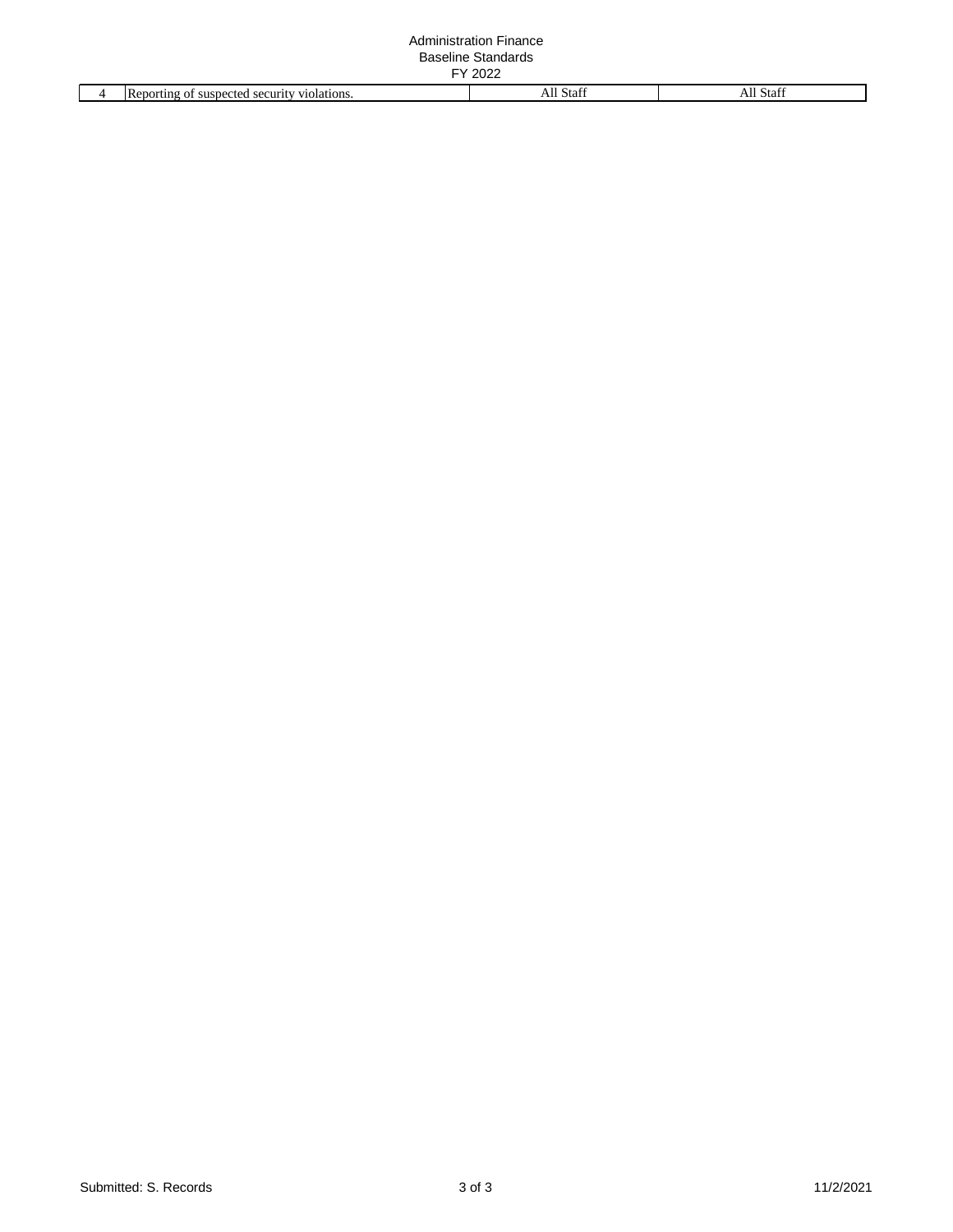| | | | |
|---|---|---|---|
| 4 | Reporting of suspected security violations. | All Staff | All Staff |